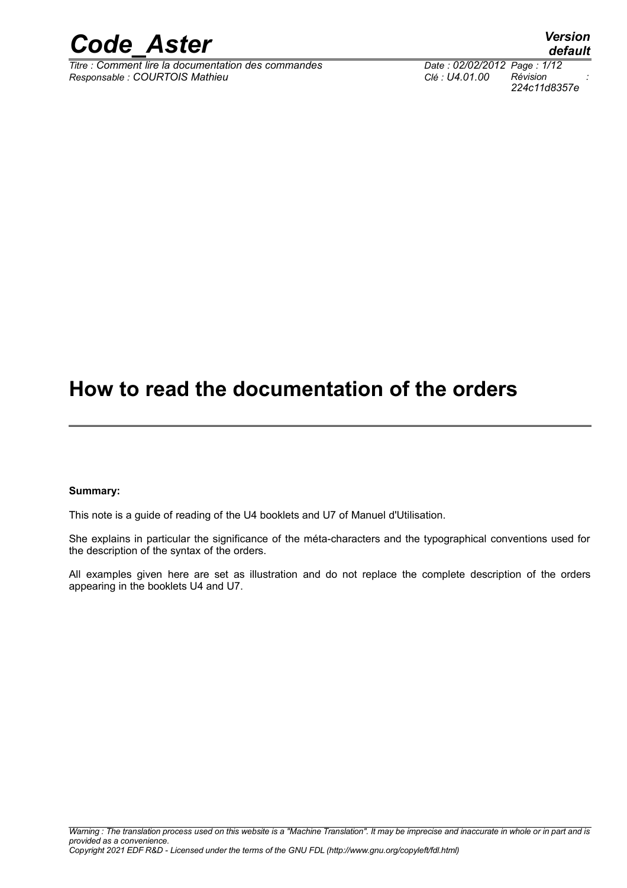# How to read the documentation of the orders

**Summary:**

This note is a guide of reading of the U4 booklets and U7 of Manuel d'Utilisation.

She explains in particular the significance of the méta-characters and the typographical conventions used for the description of the syntax of the orders.

All examples given here are set as illustration and do not replace the complete description of the orders appearing in the booklets U4 and U7.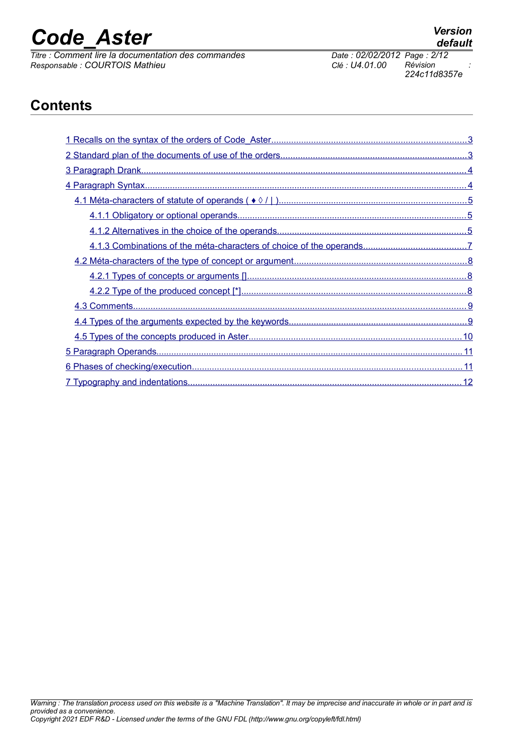# Contents

1 Recalls on the syntax of the orders of Code_Aster....3

2 Standard plan of the documents of use of the orders....3

3 Paragraph Drank....4

4 Paragraph Syntax....4

4.1 Méta-characters of statute of operands ( ♦ ◊ / | )....5

4.1.1 Obligatory or optional operands....5

4.1.2 Alternatives in the choice of the operands....5

4.1.3 Combinations of the méta-characters of choice of the operands....7

4.2 Méta-characters of the type of concept or argument....8

4.2.1 Types of concepts or arguments []....8

4.2.2 Type of the produced concept [*]....8

4.3 Comments....9

4.4 Types of the arguments expected by the keywords....9

4.5 Types of the concepts produced in Aster....10

5 Paragraph Operands....11

6 Phases of checking/execution....11

7 Typography and indentations....12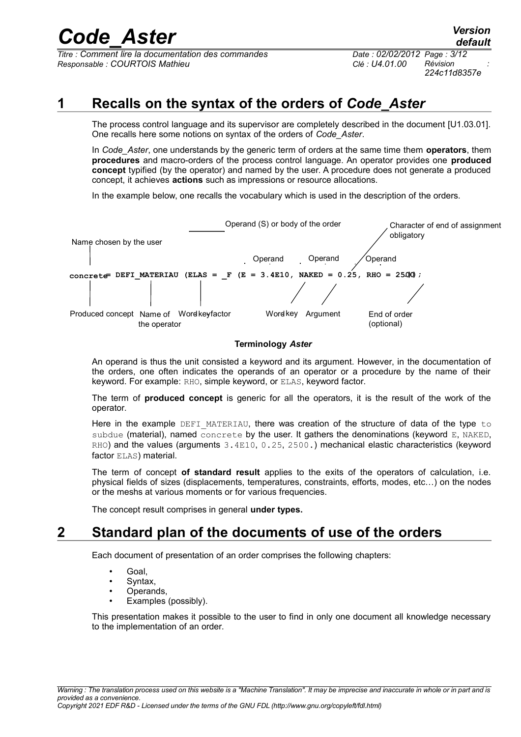# 1 Recalls on the syntax of the orders of *Code_Aster*

The process control language and its supervisor are completely described in the document [U1.03.01]. One recalls here some notions on syntax of the orders of *Code_Aster*.

In *Code_Aster*, one understands by the generic term of orders at the same time them **operators**, them **procedures** and macro-orders of the process control language. An operator provides one **produced concept** typified (by the operator) and named by the user. A procedure does not generate a produced concept, it achieves **actions** such as impressions or resource allocations.

In the example below, one recalls the vocabulary which is used in the description of the orders.

Name chosen by the user — Operand (S) or body of the order — Operand — Operand — Operand — Character of end of assignment obligatory

```
concrete = DEFI_MATERIAU (ELAS = _F (E = 3.4E10, NAKED = 0.25, RHO = 2500.));
```

Produced concept — Name of the operator — Word key factor — Word key — Argument — End of order (optional)

**Terminology *Aster***

An operand is thus the unit consisted a keyword and its argument. However, in the documentation of the orders, one often indicates the operands of an operator or a procedure by the name of their keyword. For example: `RHO`, simple keyword, or `ELAS`, keyword factor.

The term of **produced concept** is generic for all the operators, it is the result of the work of the operator.

Here in the example `DEFI_MATERIAU`, there was creation of the structure of data of the type `to subdue` (material), named `concrete` by the user. It gathers the denominations (keyword `E`, `NAKED`, `RHO`) and the values (arguments `3.4E10`, `0.25`, `2500.`) mechanical elastic characteristics (keyword factor `ELAS`) material.

The term of concept **of standard result** applies to the exits of the operators of calculation, i.e. physical fields of sizes (displacements, temperatures, constraints, efforts, modes, etc…) on the nodes or the meshs at various moments or for various frequencies.

The concept result comprises in general **under types.**

# 2 Standard plan of the documents of use of the orders

Each document of presentation of an order comprises the following chapters:

- Goal,
- Syntax,
- Operands,
- Examples (possibly).

This presentation makes it possible to the user to find in only one document all knowledge necessary to the implementation of an order.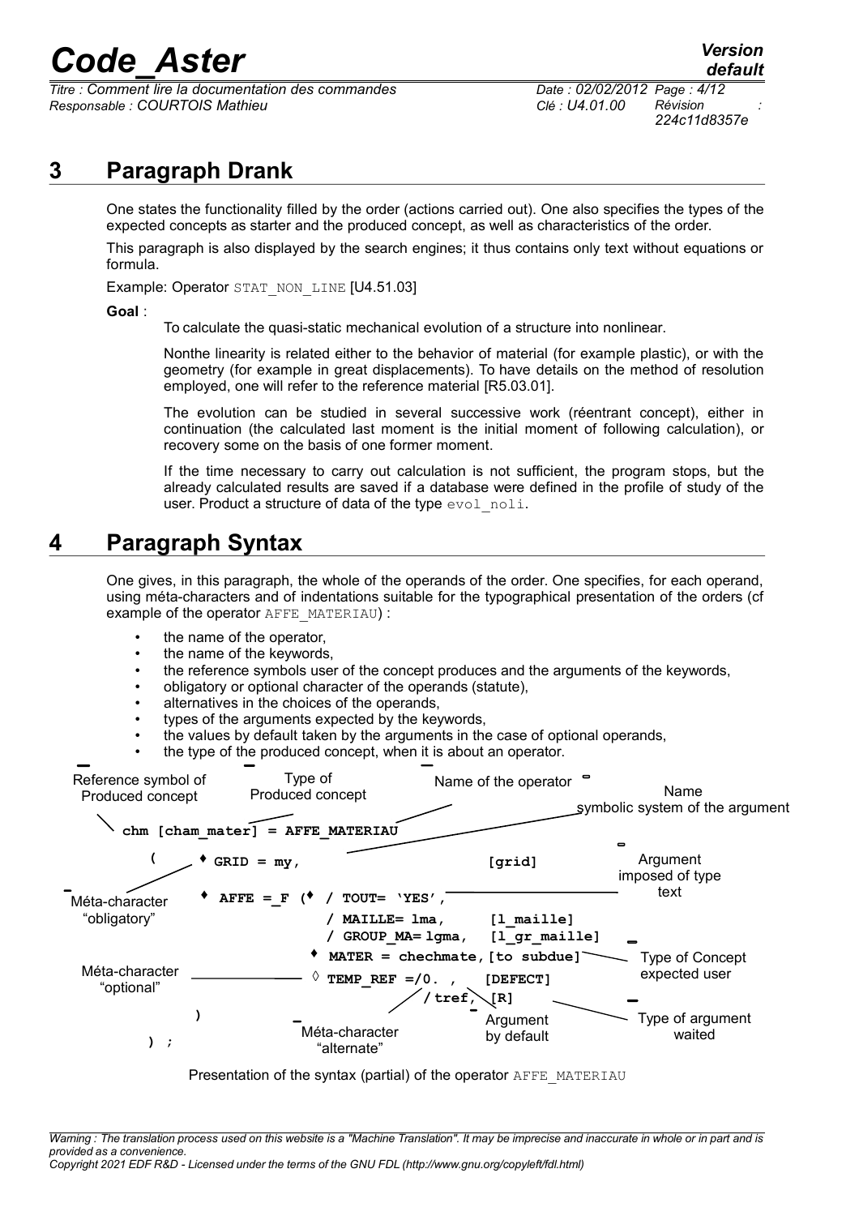## 3 Paragraph Drank

One states the functionality filled by the order (actions carried out). One also specifies the types of the expected concepts as starter and the produced concept, as well as characteristics of the order.

This paragraph is also displayed by the search engines; it thus contains only text without equations or formula.

Example: Operator `STAT_NON_LINE` [U4.51.03]

**Goal** :

To calculate the quasi-static mechanical evolution of a structure into nonlinear.

Nonthe linearity is related either to the behavior of material (for example plastic), or with the geometry (for example in great displacements). To have details on the method of resolution employed, one will refer to the reference material [R5.03.01].

The evolution can be studied in several successive work (réentrant concept), either in continuation (the calculated last moment is the initial moment of following calculation), or recovery some on the basis of one former moment.

If the time necessary to carry out calculation is not sufficient, the program stops, but the already calculated results are saved if a database were defined in the profile of study of the user. Product a structure of data of the type `evol_noli`.

## 4 Paragraph Syntax

One gives, in this paragraph, the whole of the operands of the order. One specifies, for each operand, using méta-characters and of indentations suitable for the typographical presentation of the orders (cf example of the operator `AFFE_MATERIAU`) :

- the name of the operator,
- the name of the keywords,
- the reference symbols user of the concept produces and the arguments of the keywords,
- obligatory or optional character of the operands (statute),
- alternatives in the choices of the operands,
- types of the arguments expected by the keywords,
- the values by default taken by the arguments in the case of optional operands,
- the type of the produced concept, when it is about an operator.

Reference symbol of Produced concept — Type of Produced concept — Name of the operator — Name symbolic system of the argument

```
chm [cham_mater] = AFFE_MATERIAU
    (   ♦ GRID = my,                              [grid]
        ♦ AFFE =_F (♦  / TOUT= 'YES',
                       / MAILLE= lma,        [l_maille]
                       / GROUP_MA= lgma,     [l_gr_maille]
                    ♦ MATER = chechmate,     [to subdue]
                    ◊ TEMP_REF =/0. ,        [DEFECT]
                               /tref,        [R]
                   )
    ) ;
```

Labels: Argument imposed of type text; Méta-character "obligatory"; Type of Concept expected user; Méta-character "optional"; Type of argument waited; Méta-character "alternate"; Argument by default

Presentation of the syntax (partial) of the operator `AFFE_MATERIAU`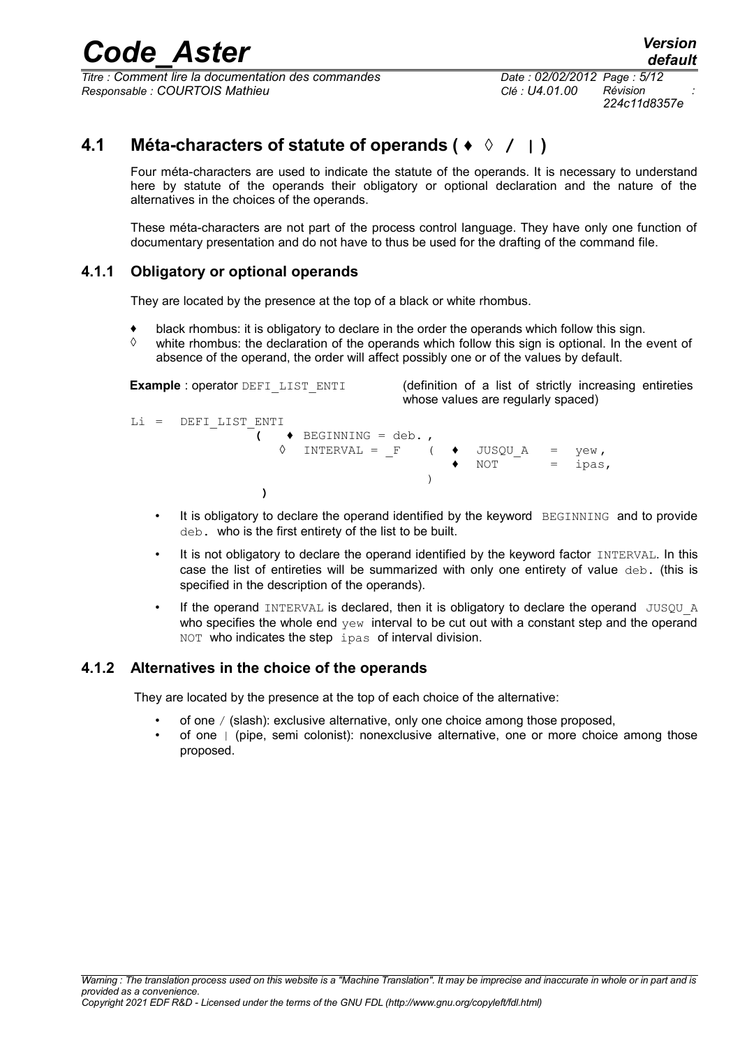## 4.1 Méta-characters of statute of operands ( ♦ ◊ / | )

Four méta-characters are used to indicate the statute of the operands. It is necessary to understand here by statute of the operands their obligatory or optional declaration and the nature of the alternatives in the choices of the operands.

These méta-characters are not part of the process control language. They have only one function of documentary presentation and do not have to thus be used for the drafting of the command file.

### 4.1.1 Obligatory or optional operands

They are located by the presence at the top of a black or white rhombus.

- ♦ black rhombus: it is obligatory to declare in the order the operands which follow this sign.
- ◊ white rhombus: the declaration of the operands which follow this sign is optional. In the event of absence of the operand, the order will affect possibly one or of the values by default.

**Example** : operator `DEFI_LIST_ENTI` (definition of a list of strictly increasing entireties whose values are regularly spaced)

```
Li =  DEFI_LIST_ENTI
              (   ♦ BEGINNING = deb. ,
                 ◊  INTERVAL = _F    (  ♦  JUSQU_A   =  yew ,
                                         ♦  NOT       =  ipas,
                                     )
              )
```

- It is obligatory to declare the operand identified by the keyword `BEGINNING` and to provide `deb.` who is the first entirety of the list to be built.
- It is not obligatory to declare the operand identified by the keyword factor `INTERVAL`. In this case the list of entireties will be summarized with only one entirety of value `deb.` (this is specified in the description of the operands).
- If the operand `INTERVAL` is declared, then it is obligatory to declare the operand `JUSQU_A` who specifies the whole end `yew` interval to be cut out with a constant step and the operand `NOT` who indicates the step `ipas` of interval division.

### 4.1.2 Alternatives in the choice of the operands

They are located by the presence at the top of each choice of the alternative:

- of one / (slash): exclusive alternative, only one choice among those proposed,
- of one | (pipe, semi colonist): nonexclusive alternative, one or more choice among those proposed.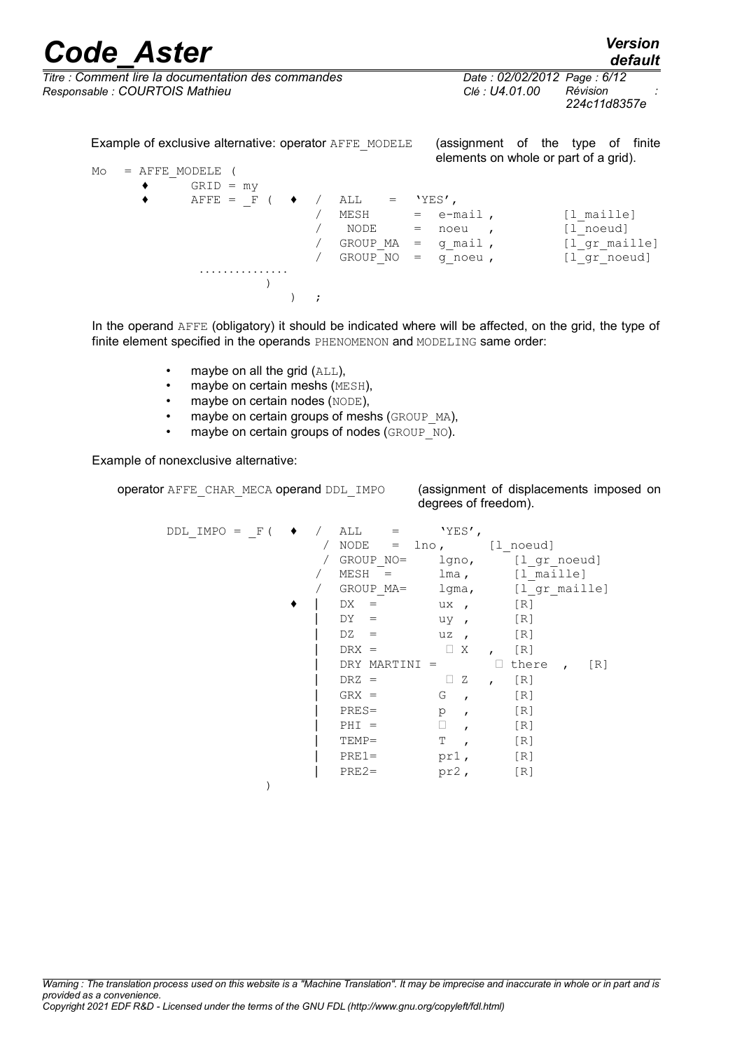Example of exclusive alternative: operator AFFE_MODELE (assignment of the type of finite elements on whole or part of a grid).

```
Mo   = AFFE_MODELE (
       ♦     GRID = my
       ♦     AFFE = _F (  ♦  /  ALL     =  'YES',
                             /  MESH     =  e-mail ,          [l_maille]
                             /   NODE    =  noeu   ,          [l_noeud]
                             /  GROUP_MA  =  g_mail ,         [l_gr_maille]
                             /  GROUP_NO  =  g_noeu ,         [l_gr_noeud]
           ...............
                   )
                       )  ;
```

In the operand AFFE (obligatory) it should be indicated where will be affected, on the grid, the type of finite element specified in the operands PHENOMENON and MODELING same order:

- maybe on all the grid (ALL),
- maybe on certain meshs (MESH),
- maybe on certain nodes (NODE),
- maybe on certain groups of meshs (GROUP_MA),
- maybe on certain groups of nodes (GROUP_NO).

Example of nonexclusive alternative:

operator AFFE_CHAR_MECA operand DDL_IMPO (assignment of displacements imposed on degrees of freedom).

```
DDL_IMPO = _F (  ♦  /  ALL      =       'YES',
                    /  NODE    =  lno,        [l_noeud]
                    /  GROUP_NO=      lgno,       [l_gr_noeud]
                   /   MESH  =        lma,        [l_maille]
                   /   GROUP_MA=      lgma,       [l_gr_maille]
                 ♦  |  DX  =          ux ,        [R]
                    |  DY  =          uy ,        [R]
                    |  DZ  =          uz ,        [R]
                    |  DRX =           X   ,  [R]
                    |  DRY MARTINI =         there  ,   [R]
                    |  DRZ =           Z   ,  [R]
                    |  GRX =          G   ,       [R]
                    |  PRES=          p   ,       [R]
                    |  PHI =              ,       [R]
                    |  TEMP=          T   ,       [R]
                    |  PRE1=          pr1 ,       [R]
                    |  PRE2=          pr2 ,       [R]
            )
```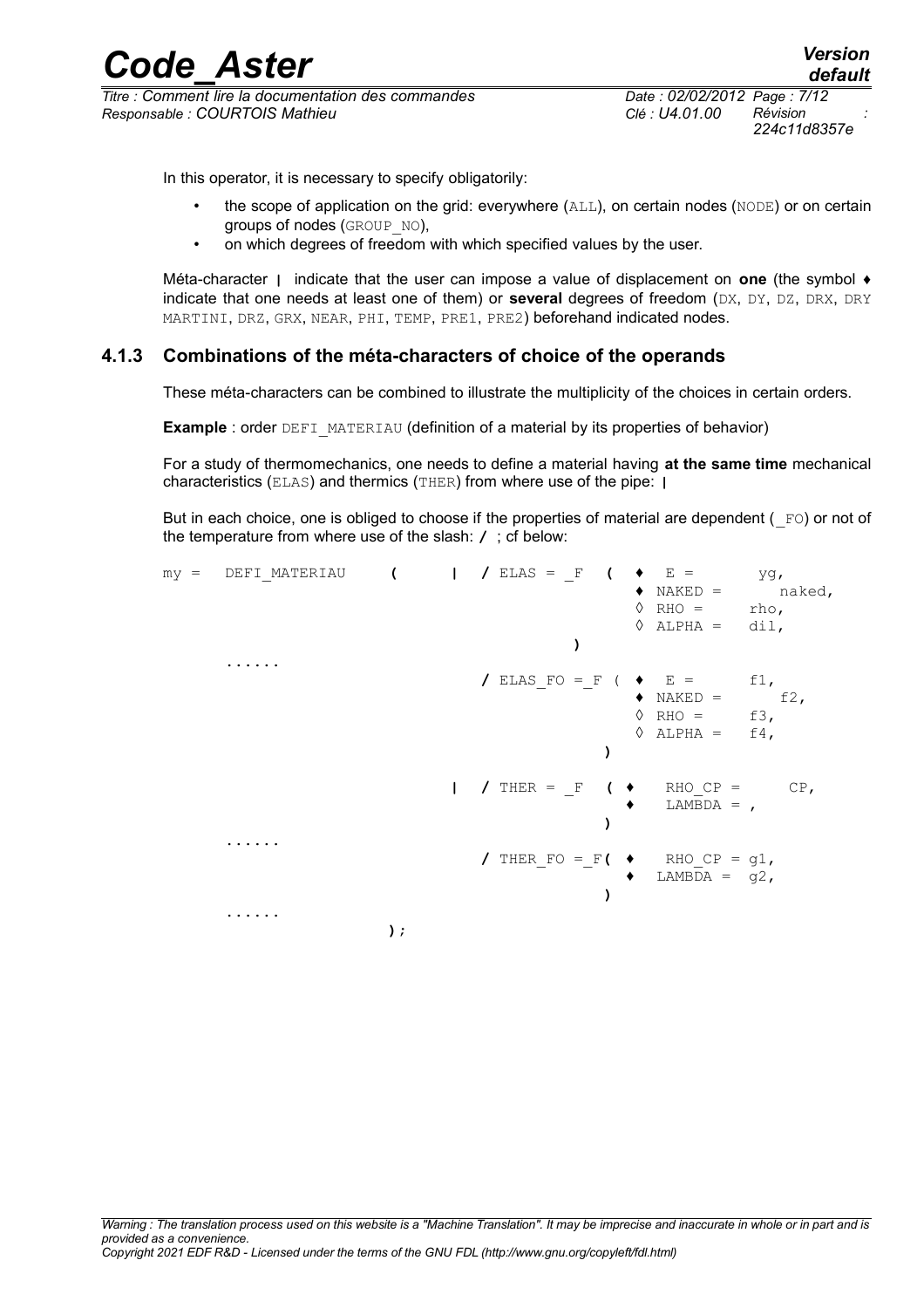In this operator, it is necessary to specify obligatorily:

- the scope of application on the grid: everywhere (ALL), on certain nodes (NODE) or on certain groups of nodes (GROUP_NO),
- on which degrees of freedom with which specified values by the user.

Méta-character **|** indicate that the user can impose a value of displacement on **one** (the symbol ♦ indicate that one needs at least one of them) or **several** degrees of freedom (DX, DY, DZ, DRX, DRY MARTINI, DRZ, GRX, NEAR, PHI, TEMP, PRE1, PRE2) beforehand indicated nodes.

### 4.1.3 Combinations of the méta-characters of choice of the operands

These méta-characters can be combined to illustrate the multiplicity of the choices in certain orders.

**Example** : order DEFI_MATERIAU (definition of a material by its properties of behavior)

For a study of thermomechanics, one needs to define a material having **at the same time** mechanical characteristics (ELAS) and thermics (THER) from where use of the pipe: **|**

But in each choice, one is obliged to choose if the properties of material are dependent (_FO) or not of the temperature from where use of the slash: **/** ; cf below:

```
my =   DEFI_MATERIAU     (      |  / ELAS = _F  (  ♦  E =       yg,
                                                   ♦  NAKED =      naked,
                                                   ◊  RHO =     rho,
                                                   ◊  ALPHA =   dil,
                                              )
       ......
                                   / ELAS_FO =_F (  ♦  E =       f1,
                                                   ♦  NAKED =      f2,
                                                   ◊  RHO =     f3,
                                                   ◊  ALPHA =   f4,
                                                )

                                |  / THER = _F  ( ♦   RHO_CP =      CP,
                                                  ♦   LAMBDA = ,
                                                )
       ......
                                   / THER_FO =_F( ♦   RHO_CP = g1,
                                                  ♦   LAMBDA =  g2,
                                                )
       ......
                         );
```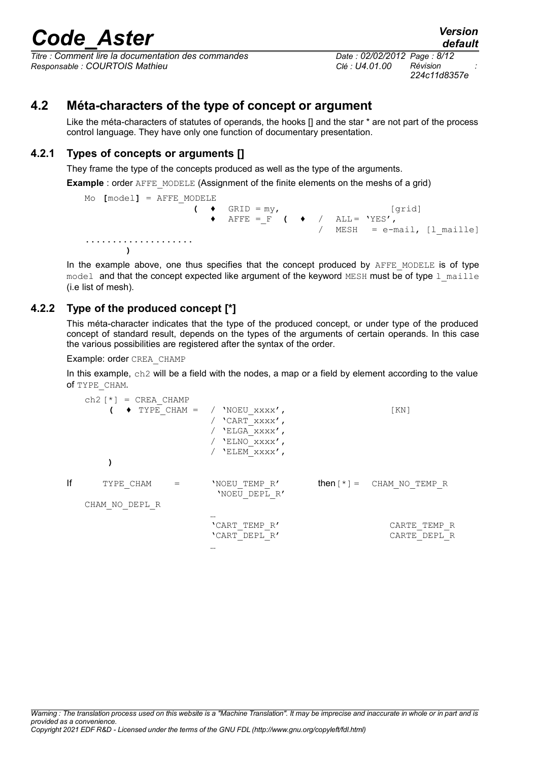## 4.2 Méta-characters of the type of concept or argument

Like the méta-characters of statutes of operands, the hooks [] and the star * are not part of the process control language. They have only one function of documentary presentation.

### 4.2.1 Types of concepts or arguments []

They frame the type of the concepts produced as well as the type of the arguments.

**Example** : order AFFE_MODELE (Assignment of the finite elements on the meshs of a grid)

```
Mo [model] = AFFE_MODELE
                  (  ♦  GRID = my,                      [grid]
                     ♦  AFFE = _F  (  ♦  /  ALL= 'YES',
                                         /  MESH   = e-mail, [l_maille]
....................
        )
```

In the example above, one thus specifies that the concept produced by AFFE_MODELE is of type model and that the concept expected like argument of the keyword MESH must be of type l_maille (i.e list of mesh).

### 4.2.2 Type of the produced concept [*]

This méta-character indicates that the type of the produced concept, or under type of the produced concept of standard result, depends on the types of the arguments of certain operands. In this case the various possibilities are registered after the syntax of the order.

Example: order CREA_CHAMP

In this example, ch2 will be a field with the nodes, a map or a field by element according to the value of TYPE_CHAM.

```
ch2 [*] = CREA_CHAMP
     (  ♦ TYPE_CHAM =  / 'NOEU_xxxx',                    [KN]
                       / 'CART_xxxx',
                       / 'ELGA_xxxx',
                       / 'ELNO_xxxx',
                       / 'ELEM_xxxx',
     )

If     TYPE_CHAM    =     'NOEU_TEMP_R'        then [*] =  CHAM_NO_TEMP_R
                          'NOEU_DEPL_R'
CHAM_NO_DEPL_R
                          …
                          'CART_TEMP_R'                    CARTE_TEMP_R
                          'CART_DEPL_R'                    CARTE_DEPL_R
                          …
```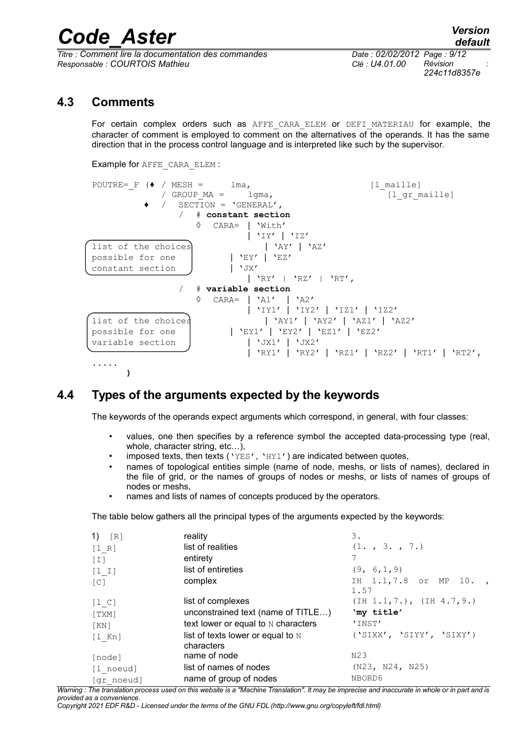## 4.3 Comments

For certain complex orders such as `AFFE_CARA_ELEM` or `DEFI_MATERIAU` for example, the character of comment is employed to comment on the alternatives of the operands. It has the same direction that in the process control language and is interpreted like such by the supervisor.

Example for `AFFE_CARA_ELEM` :

```
POUTRE=_F (♦ / MESH =      lma,                          [l_maille]
             / GROUP_MA =     lgma,                          [l_gr_maille]
           ♦  /   SECTION = 'GENERAL',
                /   # constant section
                    ◊  CARA= | 'With'
                             | 'IY' | 'IZ'
list of the choices              | 'AY' | 'AZ'
possible for one             | 'EY' | 'EZ'
constant section             | 'JX'
                             | 'RY' | 'RZ' | 'RT',
                /   # variable section
                    ◊  CARA= | 'A1'  | 'A2'
                             | 'IY1' | 'IY2' | 'IZ1' | 'IZ2'
list of the choices              | 'AY1' | 'AY2' | 'AZ1' | 'AZ2'
possible for one             | 'EY1' | 'EY2' | 'EZ1' | 'EZ2'
variable section             | 'JX1' | 'JX2'
                             | 'RY1' | 'RY2' | 'RZ1' | 'RZ2' | 'RT1' | 'RT2',
.....
      )
```

## 4.4 Types of the arguments expected by the keywords

The keywords of the operands expect arguments which correspond, in general, with four classes:

- values, one then specifies by a reference symbol the accepted data-processing type (real, whole, character string, etc…),
- imposed texts, then texts (`'YES'`, `'HY1'`) are indicated between quotes,
- names of topological entities simple (name of node, meshs, or lists of names), declared in the file of grid, or the names of groups of nodes or meshs, or lists of names of groups of nodes or meshs,
- names and lists of names of concepts produced by the operators.

The table below gathers all the principal types of the arguments expected by the keywords:

| | | |
|---|---|---|
| 1) [R] | reality | 3. |
| [l_R] | list of realities | (1. , 3. , 7.) |
| [I] | entirety | 7 |
| [l_I] | list of entireties | (9, 6,1,9) |
| [C] | complex | IH 1.1,7.8 or MP 10. , 1.57 |
| [l_C] | list of complexes | (IH 1.1,7.), (IH 4.7,9.) |
| [TXM] | unconstrained text (name of TITLE…) | **'my title'** |
| [KN] | text lower or equal to N characters | 'INST' |
| [l_Kn] | list of texts lower or equal to N characters | ('SIXX', 'SIYY', 'SIXY') |
| [node] | name of node | N23 |
| [l_noeud] | list of names of nodes | (N23, N24, N25) |
| [gr_noeud] | name of group of nodes | NBORD6 |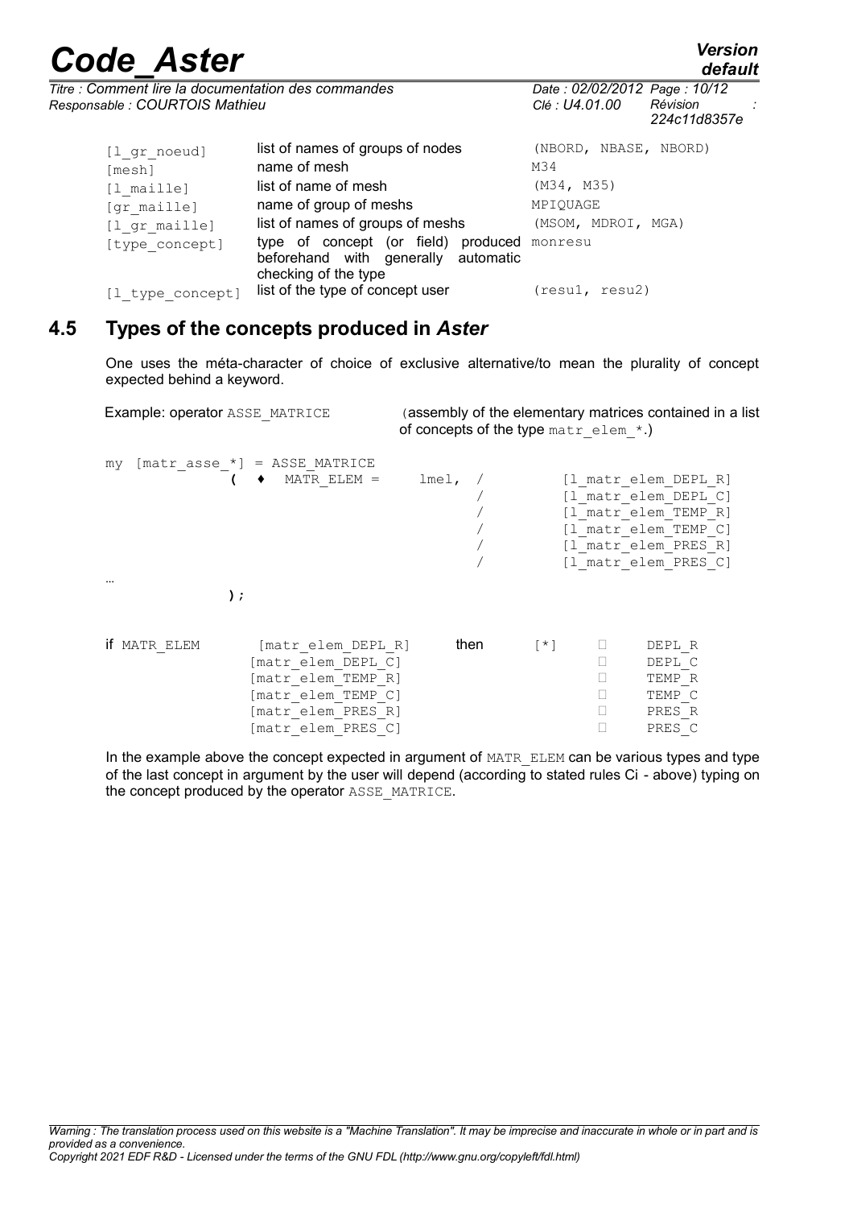| | | |
|---|---|---|
| [l_gr_noeud] | list of names of groups of nodes | (NBORD, NBASE, NBORD) |
| [mesh] | name of mesh | M34 |
| [l_maille] | list of name of mesh | (M34, M35) |
| [gr_maille] | name of group of meshs | MPIQUAGE |
| [l_gr_maille] | list of names of groups of meshs | (MSOM, MDROI, MGA) |
| [type_concept] | type of concept (or field) produced beforehand with generally automatic checking of the type | monresu |
| [l_type_concept] | list of the type of concept user | (resu1, resu2) |

## 4.5 Types of the concepts produced in *Aster*

One uses the méta-character of choice of exclusive alternative/to mean the plurality of concept expected behind a keyword.

Example: operator ASSE_MATRICE (assembly of the elementary matrices contained in a list of concepts of the type matr_elem_*.)

```
my  [matr_asse_*] = ASSE_MATRICE
              (  ♦  MATR_ELEM =     lmel,  /         [l_matr_elem_DEPL_R]
                                           /         [l_matr_elem_DEPL_C]
                                           /         [l_matr_elem_TEMP_R]
                                           /         [l_matr_elem_TEMP_C]
                                           /         [l_matr_elem_PRES_R]
                                           /         [l_matr_elem_PRES_C]
…
              );
```

```
if MATR_ELEM      [matr_elem_DEPL_R]    then    [*]    DEPL_R
                  [matr_elem_DEPL_C]                   DEPL_C
                  [matr_elem_TEMP_R]                   TEMP_R
                  [matr_elem_TEMP_C]                   TEMP_C
                  [matr_elem_PRES_R]                   PRES_R
                  [matr_elem_PRES_C]                   PRES_C
```

In the example above the concept expected in argument of MATR_ELEM can be various types and type of the last concept in argument by the user will depend (according to stated rules Ci - above) typing on the concept produced by the operator ASSE_MATRICE.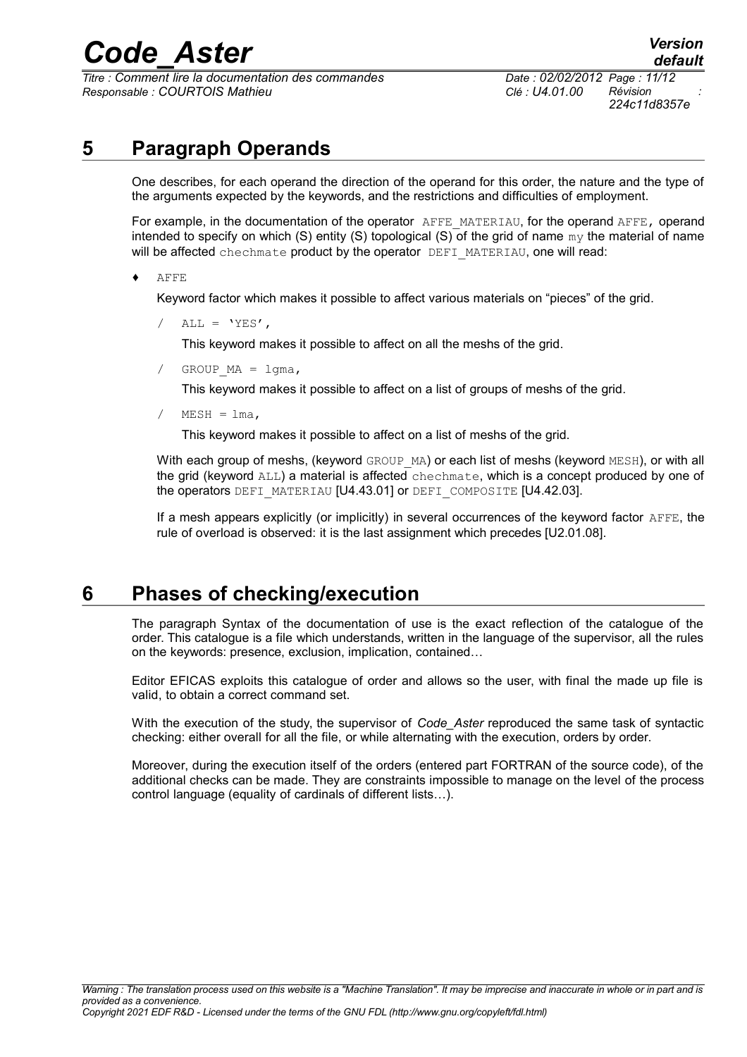# 5 Paragraph Operands

One describes, for each operand the direction of the operand for this order, the nature and the type of the arguments expected by the keywords, and the restrictions and difficulties of employment.

For example, in the documentation of the operator `AFFE_MATERIAU`, for the operand `AFFE`, operand intended to specify on which (S) entity (S) topological (S) of the grid of name `my` the material of name will be affected `chechmate` product by the operator `DEFI_MATERIAU`, one will read:

♦ `AFFE`

Keyword factor which makes it possible to affect various materials on "pieces" of the grid.

/ `ALL = 'YES',`

This keyword makes it possible to affect on all the meshs of the grid.

/ `GROUP_MA = lgma,`

This keyword makes it possible to affect on a list of groups of meshs of the grid.

/ `MESH = lma,`

This keyword makes it possible to affect on a list of meshs of the grid.

With each group of meshs, (keyword `GROUP_MA`) or each list of meshs (keyword `MESH`), or with all the grid (keyword `ALL`) a material is affected `chechmate`, which is a concept produced by one of the operators `DEFI_MATERIAU` [U4.43.01] or `DEFI_COMPOSITE` [U4.42.03].

If a mesh appears explicitly (or implicitly) in several occurrences of the keyword factor `AFFE`, the rule of overload is observed: it is the last assignment which precedes [U2.01.08].

# 6 Phases of checking/execution

The paragraph Syntax of the documentation of use is the exact reflection of the catalogue of the order. This catalogue is a file which understands, written in the language of the supervisor, all the rules on the keywords: presence, exclusion, implication, contained…

Editor EFICAS exploits this catalogue of order and allows so the user, with final the made up file is valid, to obtain a correct command set.

With the execution of the study, the supervisor of *Code_Aster* reproduced the same task of syntactic checking: either overall for all the file, or while alternating with the execution, orders by order.

Moreover, during the execution itself of the orders (entered part FORTRAN of the source code), of the additional checks can be made. They are constraints impossible to manage on the level of the process control language (equality of cardinals of different lists…).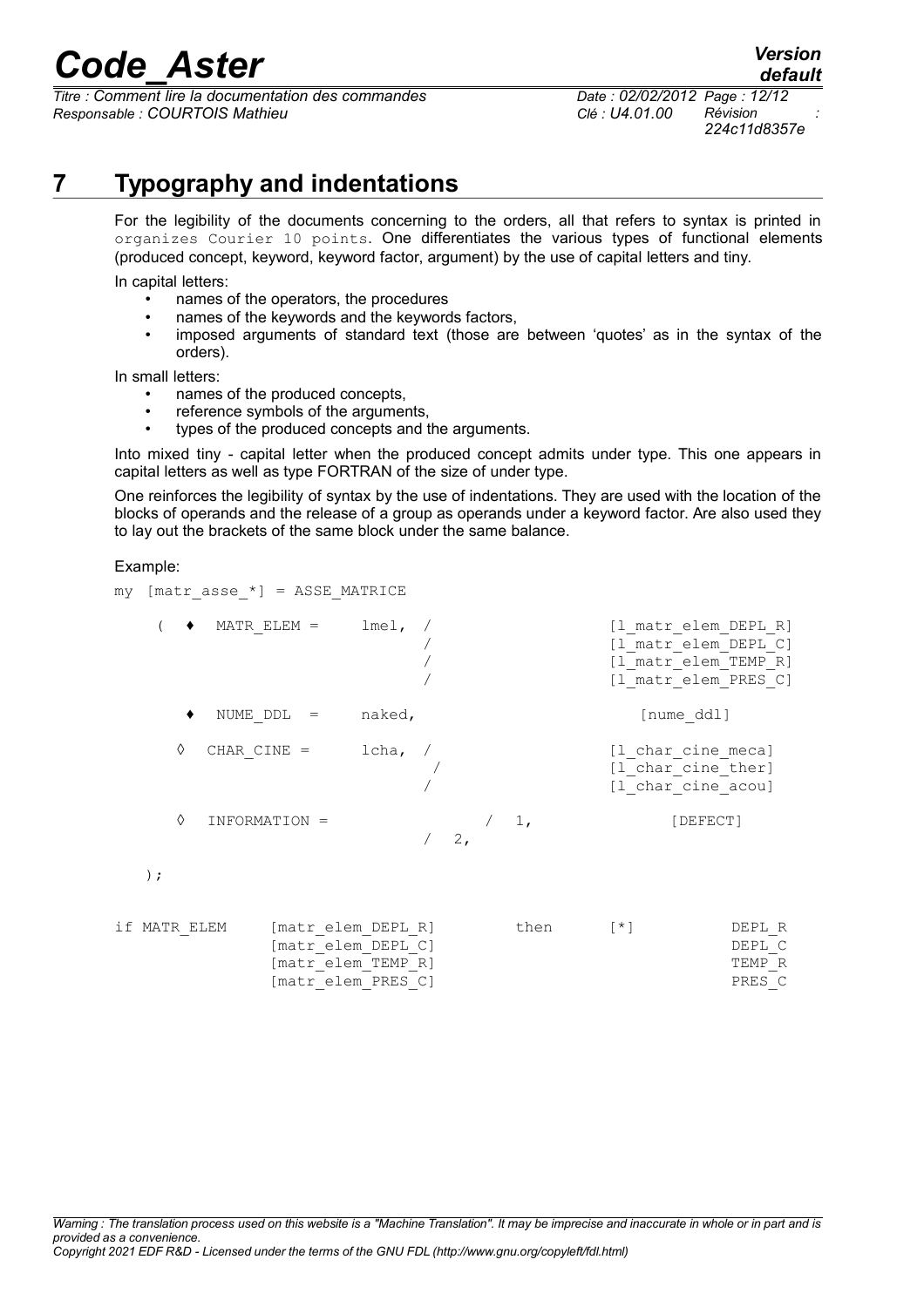# 7 Typography and indentations

For the legibility of the documents concerning to the orders, all that refers to syntax is printed in `organizes Courier 10 points`. One differentiates the various types of functional elements (produced concept, keyword, keyword factor, argument) by the use of capital letters and tiny.

In capital letters:

- names of the operators, the procedures
- names of the keywords and the keywords factors,
- imposed arguments of standard text (those are between 'quotes' as in the syntax of the orders).

In small letters:

- names of the produced concepts,
- reference symbols of the arguments,
- types of the produced concepts and the arguments.

Into mixed tiny - capital letter when the produced concept admits under type. This one appears in capital letters as well as type FORTRAN of the size of under type.

One reinforces the legibility of syntax by the use of indentations. They are used with the location of the blocks of operands and the release of a group as operands under a keyword factor. Are also used they to lay out the brackets of the same block under the same balance.

Example:

```
my  [matr_asse_*] = ASSE_MATRICE

    (  ♦  MATR_ELEM =     lmel,  /                      [l_matr_elem_DEPL_R]
                                 /                      [l_matr_elem_DEPL_C]
                                 /                      [l_matr_elem_TEMP_R]
                                 /                      [l_matr_elem_PRES_C]

       ♦  NUME_DDL  =     naked,                            [nume_ddl]

      ◊  CHAR_CINE =      lcha,  /                      [l_char_cine_meca]
                                  /                     [l_char_cine_ther]
                                 /                      [l_char_cine_acou]

      ◊  INFORMATION =                  /  1,                [DEFECT]
                                 /  2,

    );

if MATR_ELEM     [matr_elem_DEPL_R]        then      [*]            DEPL_R
                 [matr_elem_DEPL_C]                                 DEPL_C
                 [matr_elem_TEMP_R]                                 TEMP_R
                 [matr_elem_PRES_C]                                 PRES_C
```